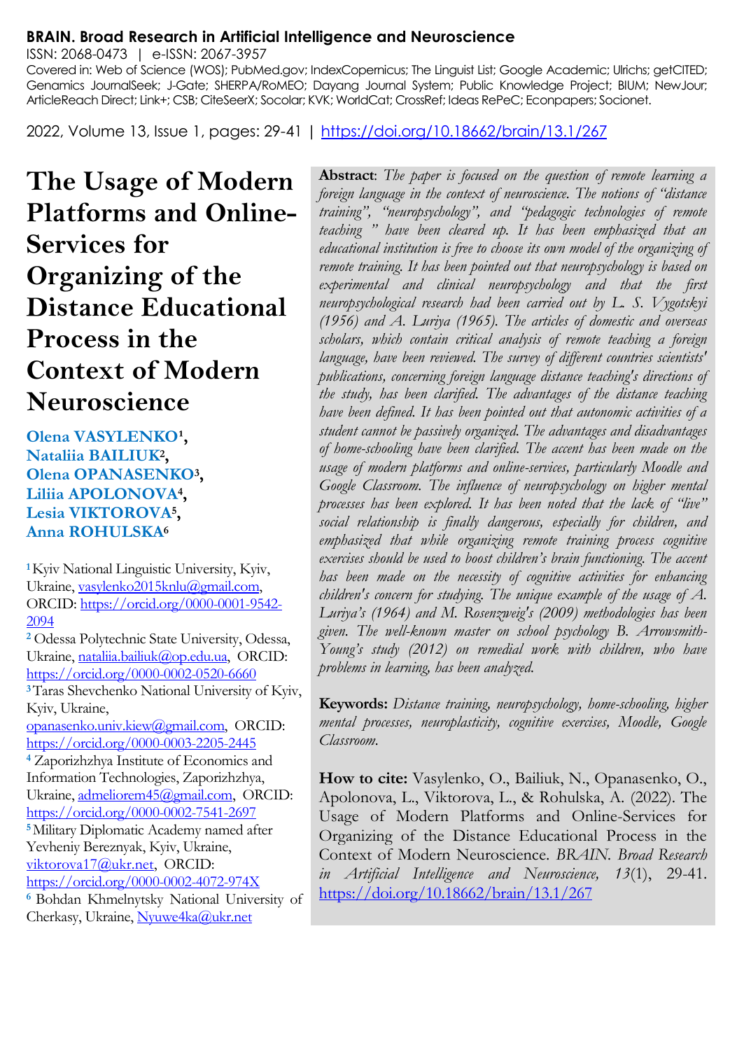**BRAIN. Broad Research in Artificial Intelligence and Neuroscience**

ISSN: 2068-0473 | e-ISSN: 2067-3957

Covered in: Web of Science (WOS); PubMed.gov; IndexCopernicus; The Linguist List; Google Academic; Ulrichs; getCITED; Genamics JournalSeek; J-Gate; SHERPA/RoMEO; Dayang Journal System; Public Knowledge Project; BIUM; NewJour; ArticleReach Direct; Link+; CSB; CiteSeerX; Socolar; KVK; WorldCat; CrossRef; Ideas RePeC; Econpapers; Socionet.

2022, Volume 13, Issue 1, pages: 29-41 | https://doi.org/10.18662/brain/13.1/267

# The Usage of Modern Platforms and Online-Services for Organizing of the Distance Educational Process in the Context of Modern Neuroscience

**Olena VASYLENKO**[1], **Nataliia BAILIUK**[2], **Olena OPANASENKO**[3], **Liliia APOLONOVA**[4], **Lesia VIKTOROVA**[5], **Anna ROHULSKA**[6]

[1] Kyiv National Linguistic University, Kyiv, Ukraine, vasylenko2015knlu@gmail.com, ORCID: https://orcid.org/0000-0001-9542-2094

[2] Odessa Polytechnic State University, Odessa, Ukraine, nataliia.bailiuk@op.edu.ua, ORCID: https://orcid.org/0000-0002-0520-6660

[3] Taras Shevchenko National University of Kyiv, Kyiv, Ukraine, opanasenko.univ.kiew@gmail.com, ORCID: https://orcid.org/0000-0003-2205-2445

[4] Zaporizhzhya Institute of Economics and Information Technologies, Zaporizhzhya, Ukraine, admeliorem45@gmail.com, ORCID: https://orcid.org/0000-0002-7541-2697

[5] Military Diplomatic Academy named after Yevheniy Bereznyak, Kyiv, Ukraine, viktorova17@ukr.net, ORCID: https://orcid.org/0000-0002-4072-974X

[6] Bohdan Khmelnytsky National University of Cherkasy, Ukraine, Nyuwe4ka@ukr.net

**Abstract**: *The paper is focused on the question of remote learning a foreign language in the context of neuroscience. The notions of "distance training", "neuropsychology", and "pedagogic technologies of remote teaching " have been cleared up. It has been emphasized that an educational institution is free to choose its own model of the organizing of remote training. It has been pointed out that neuropsychology is based on experimental and clinical neuropsychology and that the first neuropsychological research had been carried out by L. S. Vygotskyi (1956) and A. Luriya (1965). The articles of domestic and overseas scholars, which contain critical analysis of remote teaching a foreign language, have been reviewed. The survey of different countries scientists' publications, concerning foreign language distance teaching's directions of the study, has been clarified. The advantages of the distance teaching have been defined. It has been pointed out that autonomic activities of a student cannot be passively organized. The advantages and disadvantages of home-schooling have been clarified. The accent has been made on the usage of modern platforms and online-services, particularly Moodle and Google Classroom. The influence of neuropsychology on higher mental processes has been explored. It has been noted that the lack of "live" social relationship is finally dangerous, especially for children, and emphasized that while organizing remote training process cognitive exercises should be used to boost children's brain functioning. The accent has been made on the necessity of cognitive activities for enhancing children's concern for studying. The unique example of the usage of A. Luriya's (1964) and M. Rosenzweig's (2009) methodologies has been given. The well-known master on school psychology B. Arrowsmith-Young's study (2012) on remedial work with children, who have problems in learning, has been analyzed.*

**Keywords:** *Distance training, neuropsychology, home-schooling, higher mental processes, neuroplasticity, cognitive exercises, Moodle, Google Classroom.*

**How to cite:** Vasylenko, O., Bailiuk, N., Opanasenko, O., Apolonova, L., Viktorova, L., & Rohulska, A. (2022). The Usage of Modern Platforms and Online-Services for Organizing of the Distance Educational Process in the Context of Modern Neuroscience. *BRAIN. Broad Research in Artificial Intelligence and Neuroscience, 13*(1), 29-41. https://doi.org/10.18662/brain/13.1/267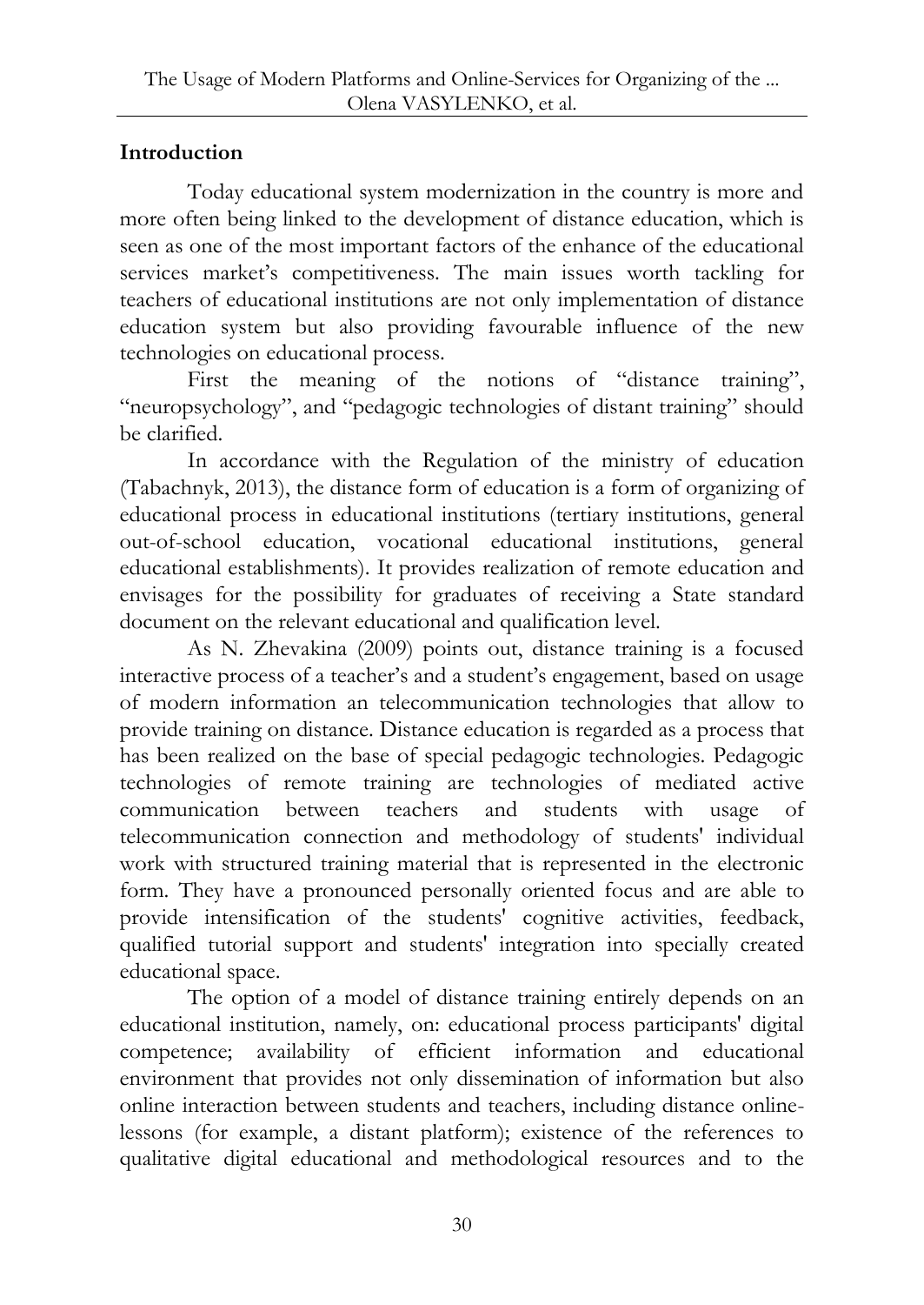## Introduction

Today educational system modernization in the country is more and more often being linked to the development of distance education, which is seen as one of the most important factors of the enhance of the educational services market's competitiveness. The main issues worth tackling for teachers of educational institutions are not only implementation of distance education system but also providing favourable influence of the new technologies on educational process.

First the meaning of the notions of "distance training", "neuropsychology", and "pedagogic technologies of distant training" should be clarified.

In accordance with the Regulation of the ministry of education (Tabachnyk, 2013), the distance form of education is a form of organizing of educational process in educational institutions (tertiary institutions, general out-of-school education, vocational educational institutions, general educational establishments). It provides realization of remote education and envisages for the possibility for graduates of receiving a State standard document on the relevant educational and qualification level.

As N. Zhevakina (2009) points out, distance training is a focused interactive process of a teacher's and a student's engagement, based on usage of modern information an telecommunication technologies that allow to provide training on distance. Distance education is regarded as a process that has been realized on the base of special pedagogic technologies. Pedagogic technologies of remote training are technologies of mediated active communication between teachers and students with usage of telecommunication connection and methodology of students' individual work with structured training material that is represented in the electronic form. They have a pronounced personally oriented focus and are able to provide intensification of the students' cognitive activities, feedback, qualified tutorial support and students' integration into specially created educational space.

The option of a model of distance training entirely depends on an educational institution, namely, on: educational process participants' digital competence; availability of efficient information and educational environment that provides not only dissemination of information but also online interaction between students and teachers, including distance online-lessons (for example, a distant platform); existence of the references to qualitative digital educational and methodological resources and to the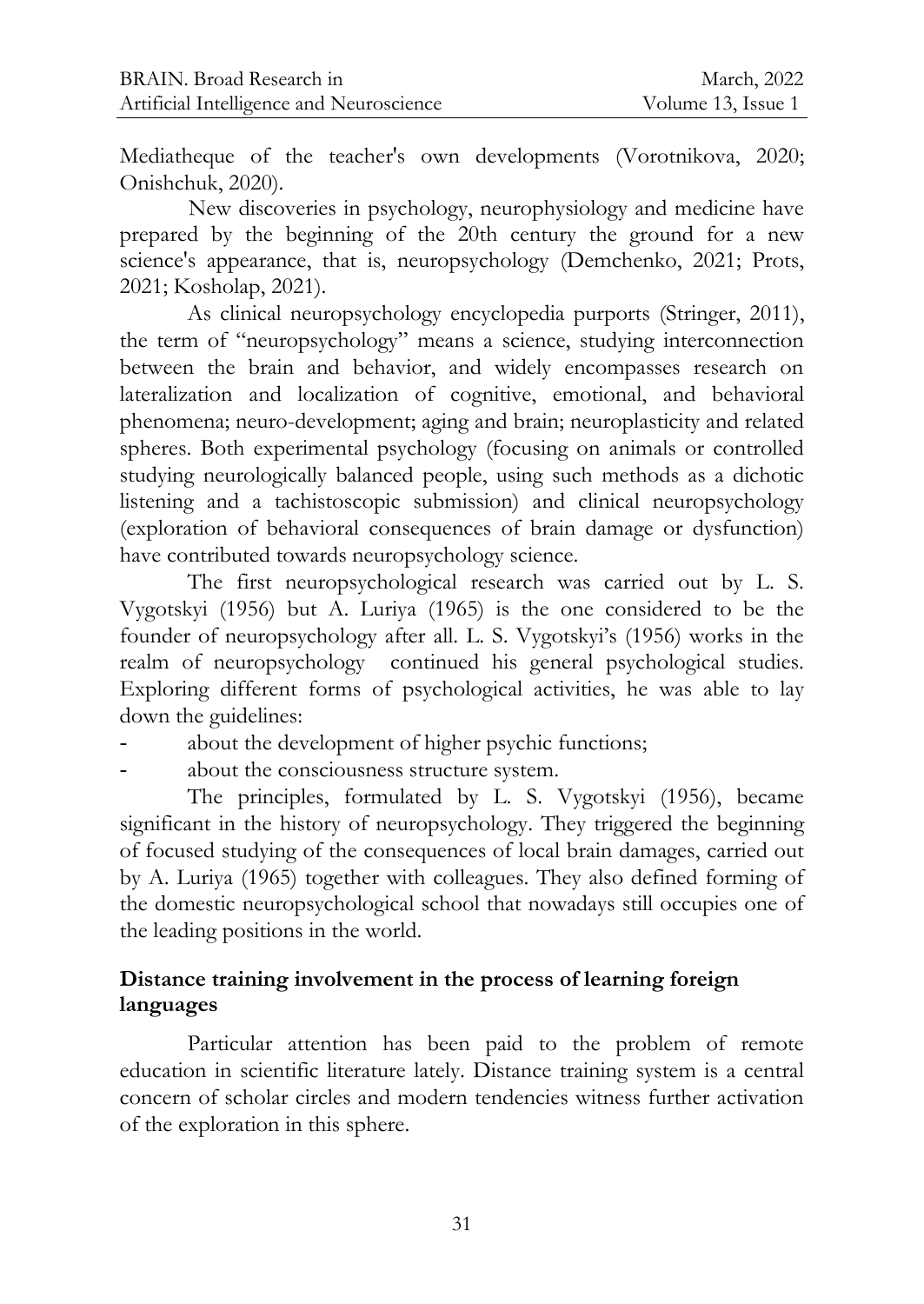Mediatheque of the teacher's own developments (Vorotnikova, 2020; Onishchuk, 2020).

New discoveries in psychology, neurophysiology and medicine have prepared by the beginning of the 20th century the ground for a new science's appearance, that is, neuropsychology (Demchenko, 2021; Prots, 2021; Kosholap, 2021).

As clinical neuropsychology encyclopedia purports (Stringer, 2011), the term of "neuropsychology" means a science, studying interconnection between the brain and behavior, and widely encompasses research on lateralization and localization of cognitive, emotional, and behavioral phenomena; neuro-development; aging and brain; neuroplasticity and related spheres. Both experimental psychology (focusing on animals or controlled studying neurologically balanced people, using such methods as a dichotic listening and a tachistoscopic submission) and clinical neuropsychology (exploration of behavioral consequences of brain damage or dysfunction) have contributed towards neuropsychology science.

The first neuropsychological research was carried out by L. S. Vygotskyi (1956) but A. Luriya (1965) is the one considered to be the founder of neuropsychology after all. L. S. Vygotskyi's (1956) works in the realm of neuropsychology continued his general psychological studies. Exploring different forms of psychological activities, he was able to lay down the guidelines:

- about the development of higher psychic functions;
- about the consciousness structure system.

The principles, formulated by L. S. Vygotskyi (1956), became significant in the history of neuropsychology. They triggered the beginning of focused studying of the consequences of local brain damages, carried out by A. Luriya (1965) together with colleagues. They also defined forming of the domestic neuropsychological school that nowadays still occupies one of the leading positions in the world.

## Distance training involvement in the process of learning foreign languages

Particular attention has been paid to the problem of remote education in scientific literature lately. Distance training system is a central concern of scholar circles and modern tendencies witness further activation of the exploration in this sphere.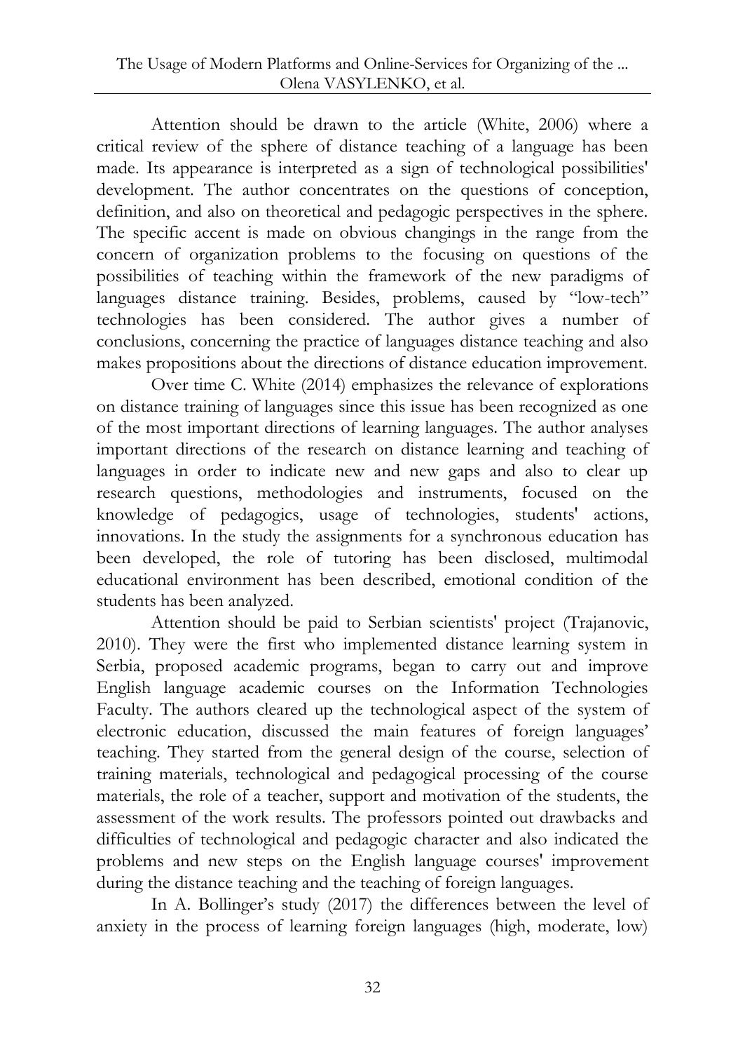Attention should be drawn to the article (White, 2006) where a critical review of the sphere of distance teaching of a language has been made. Its appearance is interpreted as a sign of technological possibilities' development. The author concentrates on the questions of conception, definition, and also on theoretical and pedagogic perspectives in the sphere. The specific accent is made on obvious changings in the range from the concern of organization problems to the focusing on questions of the possibilities of teaching within the framework of the new paradigms of languages distance training. Besides, problems, caused by "low-tech" technologies has been considered. The author gives a number of conclusions, concerning the practice of languages distance teaching and also makes propositions about the directions of distance education improvement.

Over time C. White (2014) emphasizes the relevance of explorations on distance training of languages since this issue has been recognized as one of the most important directions of learning languages. The author analyses important directions of the research on distance learning and teaching of languages in order to indicate new and new gaps and also to clear up research questions, methodologies and instruments, focused on the knowledge of pedagogics, usage of technologies, students' actions, innovations. In the study the assignments for a synchronous education has been developed, the role of tutoring has been disclosed, multimodal educational environment has been described, emotional condition of the students has been analyzed.

Attention should be paid to Serbian scientists' project (Trajanovic, 2010). They were the first who implemented distance learning system in Serbia, proposed academic programs, began to carry out and improve English language academic courses on the Information Technologies Faculty. The authors cleared up the technological aspect of the system of electronic education, discussed the main features of foreign languages' teaching. They started from the general design of the course, selection of training materials, technological and pedagogical processing of the course materials, the role of a teacher, support and motivation of the students, the assessment of the work results. The professors pointed out drawbacks and difficulties of technological and pedagogic character and also indicated the problems and new steps on the English language courses' improvement during the distance teaching and the teaching of foreign languages.

In A. Bollinger's study (2017) the differences between the level of anxiety in the process of learning foreign languages (high, moderate, low)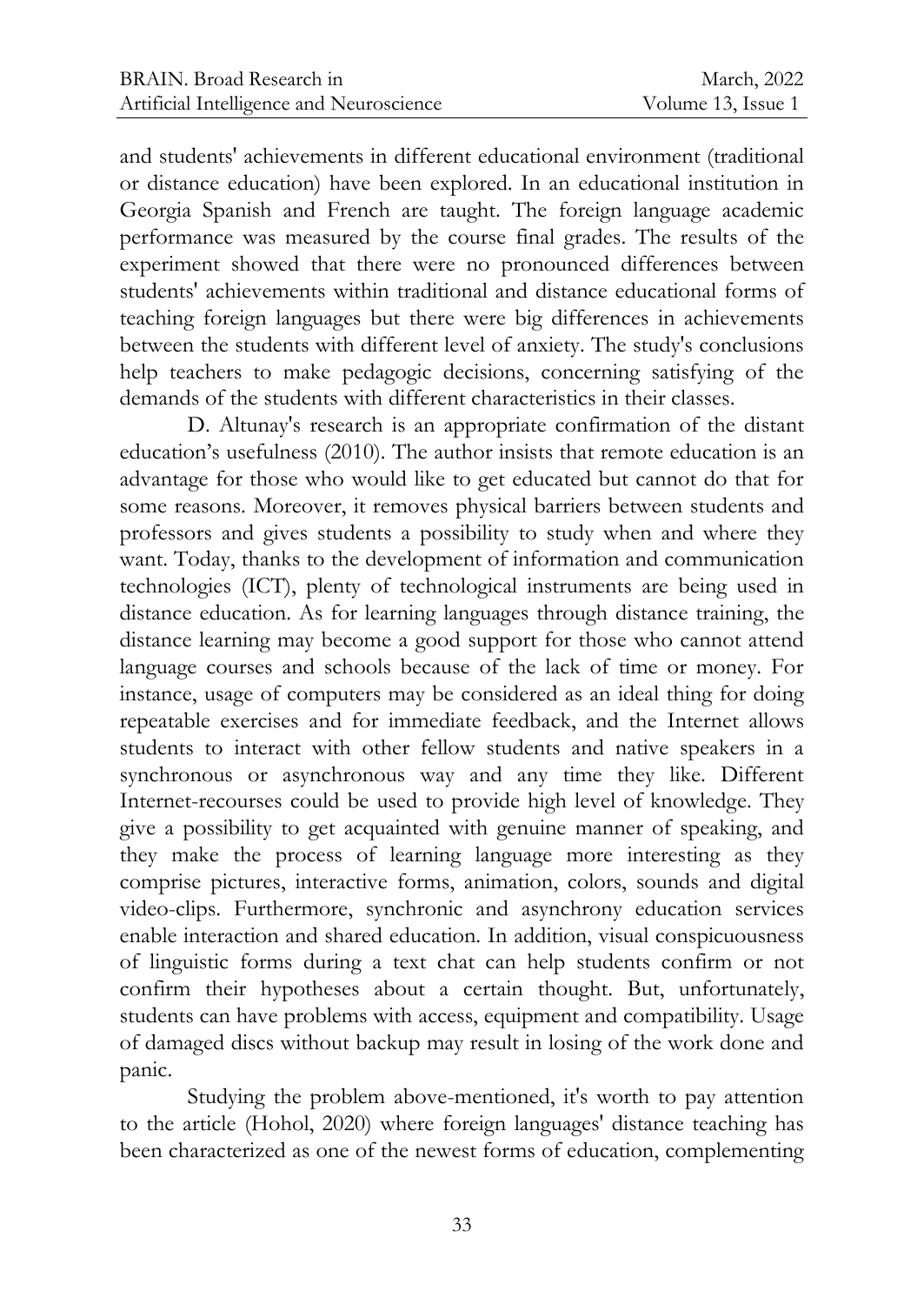and students' achievements in different educational environment (traditional or distance education) have been explored. In an educational institution in Georgia Spanish and French are taught. The foreign language academic performance was measured by the course final grades. The results of the experiment showed that there were no pronounced differences between students' achievements within traditional and distance educational forms of teaching foreign languages but there were big differences in achievements between the students with different level of anxiety. The study's conclusions help teachers to make pedagogic decisions, concerning satisfying of the demands of the students with different characteristics in their classes.

D. Altunay's research is an appropriate confirmation of the distant education's usefulness (2010). The author insists that remote education is an advantage for those who would like to get educated but cannot do that for some reasons. Moreover, it removes physical barriers between students and professors and gives students a possibility to study when and where they want. Today, thanks to the development of information and communication technologies (ICT), plenty of technological instruments are being used in distance education. As for learning languages through distance training, the distance learning may become a good support for those who cannot attend language courses and schools because of the lack of time or money. For instance, usage of computers may be considered as an ideal thing for doing repeatable exercises and for immediate feedback, and the Internet allows students to interact with other fellow students and native speakers in a synchronous or asynchronous way and any time they like. Different Internet-recourses could be used to provide high level of knowledge. They give a possibility to get acquainted with genuine manner of speaking, and they make the process of learning language more interesting as they comprise pictures, interactive forms, animation, colors, sounds and digital video-clips. Furthermore, synchronic and asynchrony education services enable interaction and shared education. In addition, visual conspicuousness of linguistic forms during a text chat can help students confirm or not confirm their hypotheses about a certain thought. But, unfortunately, students can have problems with access, equipment and compatibility. Usage of damaged discs without backup may result in losing of the work done and panic.

Studying the problem above-mentioned, it's worth to pay attention to the article (Hohol, 2020) where foreign languages' distance teaching has been characterized as one of the newest forms of education, complementing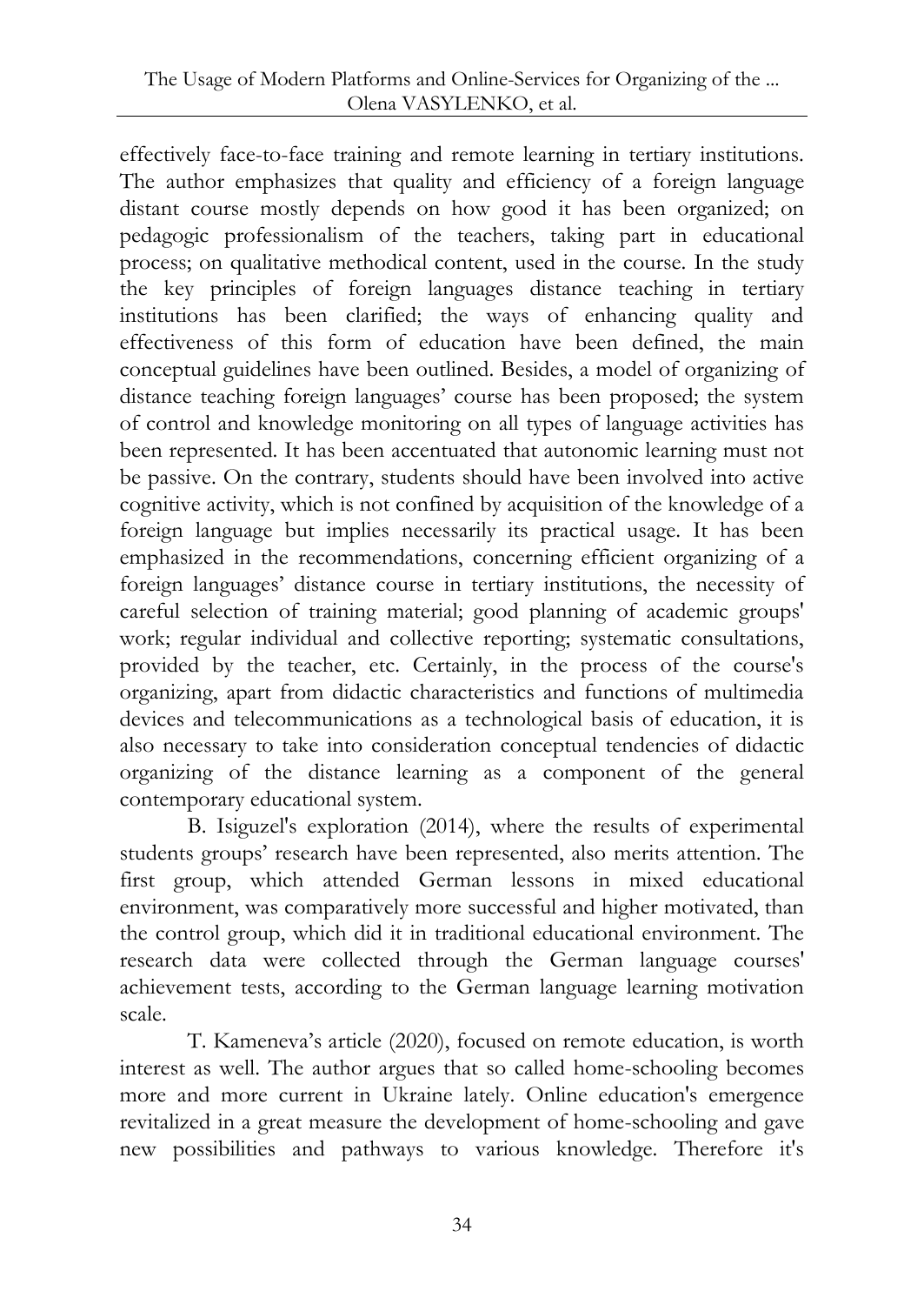effectively face-to-face training and remote learning in tertiary institutions. The author emphasizes that quality and efficiency of a foreign language distant course mostly depends on how good it has been organized; on pedagogic professionalism of the teachers, taking part in educational process; on qualitative methodical content, used in the course. In the study the key principles of foreign languages distance teaching in tertiary institutions has been clarified; the ways of enhancing quality and effectiveness of this form of education have been defined, the main conceptual guidelines have been outlined. Besides, a model of organizing of distance teaching foreign languages' course has been proposed; the system of control and knowledge monitoring on all types of language activities has been represented. It has been accentuated that autonomic learning must not be passive. On the contrary, students should have been involved into active cognitive activity, which is not confined by acquisition of the knowledge of a foreign language but implies necessarily its practical usage. It has been emphasized in the recommendations, concerning efficient organizing of a foreign languages' distance course in tertiary institutions, the necessity of careful selection of training material; good planning of academic groups' work; regular individual and collective reporting; systematic consultations, provided by the teacher, etc. Certainly, in the process of the course's organizing, apart from didactic characteristics and functions of multimedia devices and telecommunications as a technological basis of education, it is also necessary to take into consideration conceptual tendencies of didactic organizing of the distance learning as a component of the general contemporary educational system.

B. Isiguzel's exploration (2014), where the results of experimental students groups' research have been represented, also merits attention. The first group, which attended German lessons in mixed educational environment, was comparatively more successful and higher motivated, than the control group, which did it in traditional educational environment. The research data were collected through the German language courses' achievement tests, according to the German language learning motivation scale.

T. Kameneva's article (2020), focused on remote education, is worth interest as well. The author argues that so called home-schooling becomes more and more current in Ukraine lately. Online education's emergence revitalized in a great measure the development of home-schooling and gave new possibilities and pathways to various knowledge. Therefore it's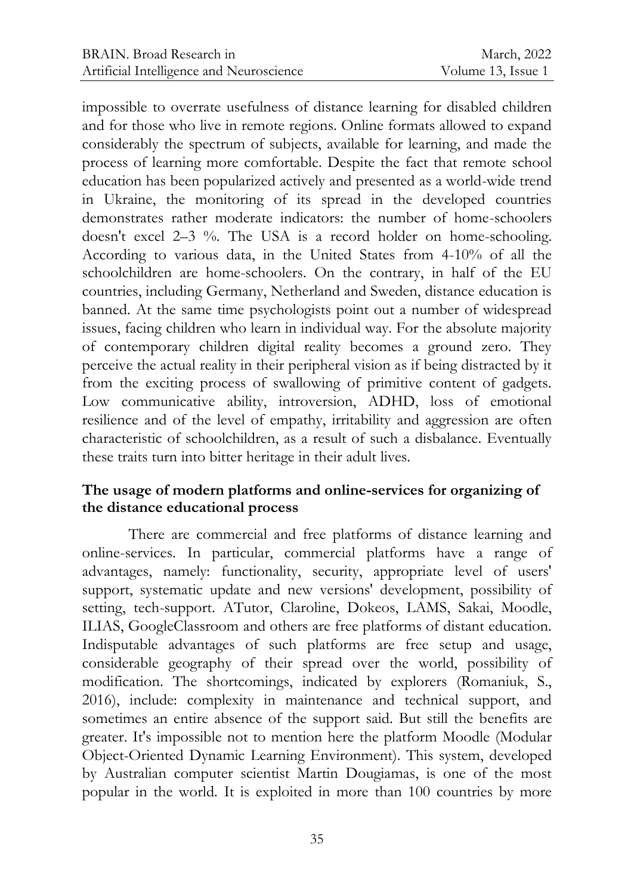impossible to overrate usefulness of distance learning for disabled children and for those who live in remote regions. Online formats allowed to expand considerably the spectrum of subjects, available for learning, and made the process of learning more comfortable. Despite the fact that remote school education has been popularized actively and presented as a world-wide trend in Ukraine, the monitoring of its spread in the developed countries demonstrates rather moderate indicators: the number of home-schoolers doesn't excel 2–3 %. The USA is a record holder on home-schooling. According to various data, in the United States from 4-10% of all the schoolchildren are home-schoolers. On the contrary, in half of the EU countries, including Germany, Netherland and Sweden, distance education is banned. At the same time psychologists point out a number of widespread issues, facing children who learn in individual way. For the absolute majority of contemporary children digital reality becomes a ground zero. They perceive the actual reality in their peripheral vision as if being distracted by it from the exciting process of swallowing of primitive content of gadgets. Low communicative ability, introversion, ADHD, loss of emotional resilience and of the level of empathy, irritability and aggression are often characteristic of schoolchildren, as a result of such a disbalance. Eventually these traits turn into bitter heritage in their adult lives.

## The usage of modern platforms and online-services for organizing of the distance educational process

There are commercial and free platforms of distance learning and online-services. In particular, commercial platforms have a range of advantages, namely: functionality, security, appropriate level of users' support, systematic update and new versions' development, possibility of setting, tech-support. ATutor, Claroline, Dokeos, LAMS, Sakai, Moodle, ILIAS, GoogleClassroom and others are free platforms of distant education. Indisputable advantages of such platforms are free setup and usage, considerable geography of their spread over the world, possibility of modification. The shortcomings, indicated by explorers (Romaniuk, S., 2016), include: complexity in maintenance and technical support, and sometimes an entire absence of the support said. But still the benefits are greater. It's impossible not to mention here the platform Moodle (Modular Object-Oriented Dynamic Learning Environment). This system, developed by Australian computer scientist Martin Dougiamas, is one of the most popular in the world. It is exploited in more than 100 countries by more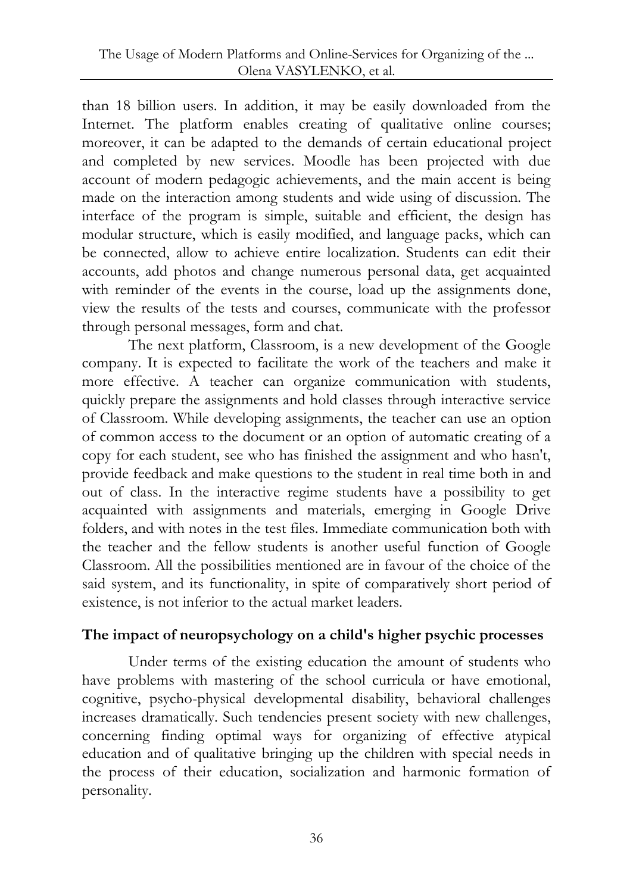than 18 billion users. In addition, it may be easily downloaded from the Internet. The platform enables creating of qualitative online courses; moreover, it can be adapted to the demands of certain educational project and completed by new services. Moodle has been projected with due account of modern pedagogic achievements, and the main accent is being made on the interaction among students and wide using of discussion. The interface of the program is simple, suitable and efficient, the design has modular structure, which is easily modified, and language packs, which can be connected, allow to achieve entire localization. Students can edit their accounts, add photos and change numerous personal data, get acquainted with reminder of the events in the course, load up the assignments done, view the results of the tests and courses, communicate with the professor through personal messages, form and chat.

The next platform, Classroom, is a new development of the Google company. It is expected to facilitate the work of the teachers and make it more effective. A teacher can organize communication with students, quickly prepare the assignments and hold classes through interactive service of Classroom. While developing assignments, the teacher can use an option of common access to the document or an option of automatic creating of a copy for each student, see who has finished the assignment and who hasn't, provide feedback and make questions to the student in real time both in and out of class. In the interactive regime students have a possibility to get acquainted with assignments and materials, emerging in Google Drive folders, and with notes in the test files. Immediate communication both with the teacher and the fellow students is another useful function of Google Classroom. All the possibilities mentioned are in favour of the choice of the said system, and its functionality, in spite of comparatively short period of existence, is not inferior to the actual market leaders.

## The impact of neuropsychology on a child's higher psychic processes

Under terms of the existing education the amount of students who have problems with mastering of the school curricula or have emotional, cognitive, psycho-physical developmental disability, behavioral challenges increases dramatically. Such tendencies present society with new challenges, concerning finding optimal ways for organizing of effective atypical education and of qualitative bringing up the children with special needs in the process of their education, socialization and harmonic formation of personality.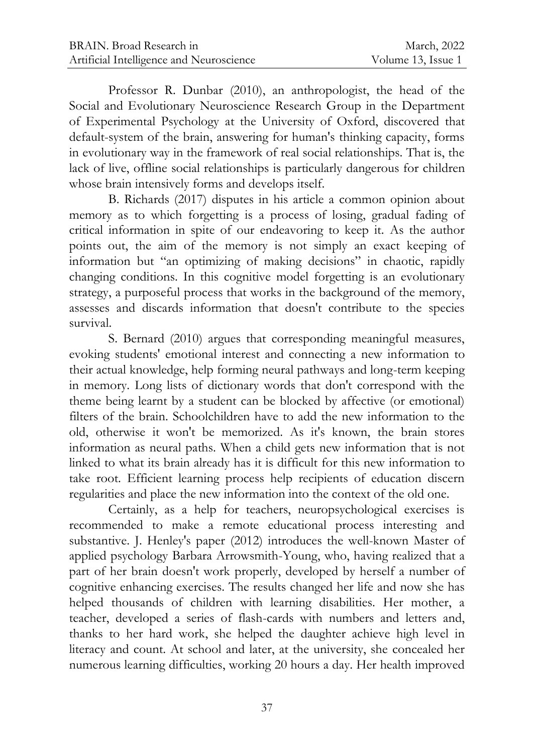Professor R. Dunbar (2010), an anthropologist, the head of the Social and Evolutionary Neuroscience Research Group in the Department of Experimental Psychology at the University of Oxford, discovered that default-system of the brain, answering for human's thinking capacity, forms in evolutionary way in the framework of real social relationships. That is, the lack of live, offline social relationships is particularly dangerous for children whose brain intensively forms and develops itself.

B. Richards (2017) disputes in his article a common opinion about memory as to which forgetting is a process of losing, gradual fading of critical information in spite of our endeavoring to keep it. As the author points out, the aim of the memory is not simply an exact keeping of information but "an optimizing of making decisions" in chaotic, rapidly changing conditions. In this cognitive model forgetting is an evolutionary strategy, a purposeful process that works in the background of the memory, assesses and discards information that doesn't contribute to the species survival.

S. Bernard (2010) argues that corresponding meaningful measures, evoking students' emotional interest and connecting a new information to their actual knowledge, help forming neural pathways and long-term keeping in memory. Long lists of dictionary words that don't correspond with the theme being learnt by a student can be blocked by affective (or emotional) filters of the brain. Schoolchildren have to add the new information to the old, otherwise it won't be memorized. As it's known, the brain stores information as neural paths. When a child gets new information that is not linked to what its brain already has it is difficult for this new information to take root. Efficient learning process help recipients of education discern regularities and place the new information into the context of the old one.

Certainly, as a help for teachers, neuropsychological exercises is recommended to make a remote educational process interesting and substantive. J. Henley's paper (2012) introduces the well-known Master of applied psychology Barbara Arrowsmith-Young, who, having realized that a part of her brain doesn't work properly, developed by herself a number of cognitive enhancing exercises. The results changed her life and now she has helped thousands of children with learning disabilities. Her mother, a teacher, developed a series of flash-cards with numbers and letters and, thanks to her hard work, she helped the daughter achieve high level in literacy and count. At school and later, at the university, she concealed her numerous learning difficulties, working 20 hours a day. Her health improved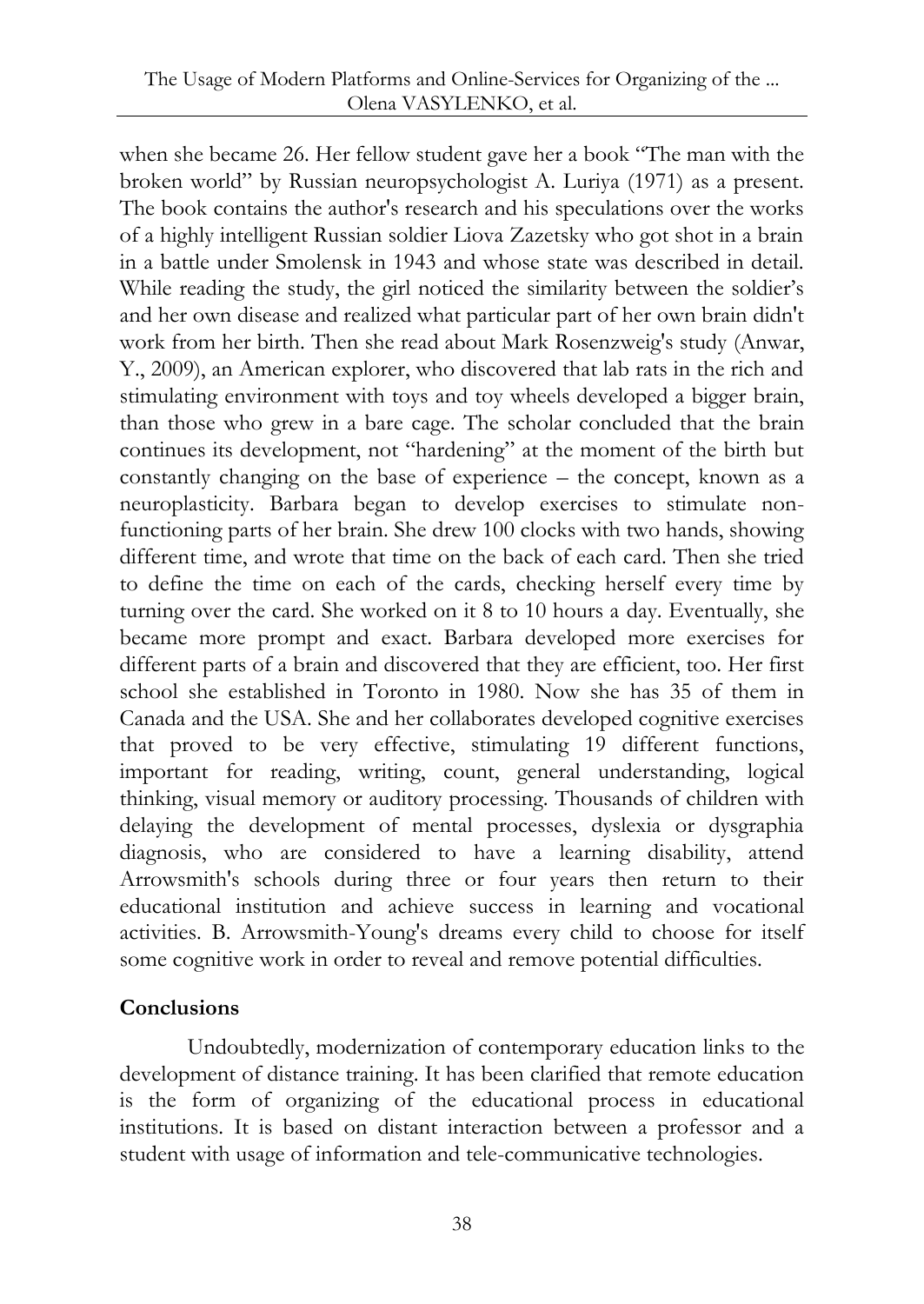when she became 26. Her fellow student gave her a book "The man with the broken world" by Russian neuropsychologist A. Luriya (1971) as a present. The book contains the author's research and his speculations over the works of a highly intelligent Russian soldier Liova Zazetsky who got shot in a brain in a battle under Smolensk in 1943 and whose state was described in detail. While reading the study, the girl noticed the similarity between the soldier's and her own disease and realized what particular part of her own brain didn't work from her birth. Then she read about Mark Rosenzweig's study (Anwar, Y., 2009), an American explorer, who discovered that lab rats in the rich and stimulating environment with toys and toy wheels developed a bigger brain, than those who grew in a bare cage. The scholar concluded that the brain continues its development, not "hardening" at the moment of the birth but constantly changing on the base of experience – the concept, known as a neuroplasticity. Barbara began to develop exercises to stimulate non-functioning parts of her brain. She drew 100 clocks with two hands, showing different time, and wrote that time on the back of each card. Then she tried to define the time on each of the cards, checking herself every time by turning over the card. She worked on it 8 to 10 hours a day. Eventually, she became more prompt and exact. Barbara developed more exercises for different parts of a brain and discovered that they are efficient, too. Her first school she established in Toronto in 1980. Now she has 35 of them in Canada and the USA. She and her collaborates developed cognitive exercises that proved to be very effective, stimulating 19 different functions, important for reading, writing, count, general understanding, logical thinking, visual memory or auditory processing. Thousands of children with delaying the development of mental processes, dyslexia or dysgraphia diagnosis, who are considered to have a learning disability, attend Arrowsmith's schools during three or four years then return to their educational institution and achieve success in learning and vocational activities. B. Arrowsmith-Young's dreams every child to choose for itself some cognitive work in order to reveal and remove potential difficulties.

## Conclusions

Undoubtedly, modernization of contemporary education links to the development of distance training. It has been clarified that remote education is the form of organizing of the educational process in educational institutions. It is based on distant interaction between a professor and a student with usage of information and tele-communicative technologies.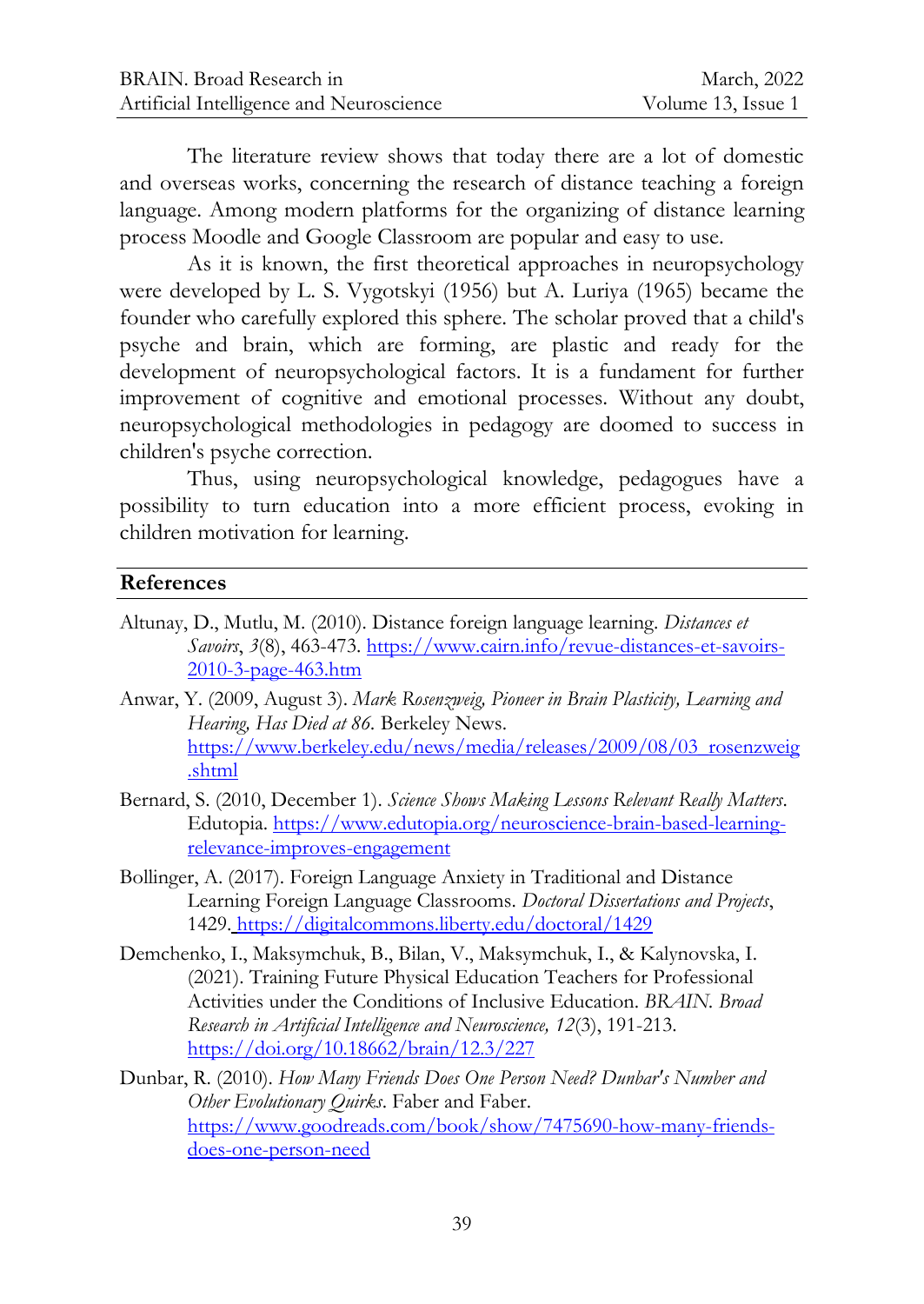The literature review shows that today there are a lot of domestic and overseas works, concerning the research of distance teaching a foreign language. Among modern platforms for the organizing of distance learning process Moodle and Google Classroom are popular and easy to use.

As it is known, the first theoretical approaches in neuropsychology were developed by L. S. Vygotskyi (1956) but A. Luriya (1965) became the founder who carefully explored this sphere. The scholar proved that a child's psyche and brain, which are forming, are plastic and ready for the development of neuropsychological factors. It is a fundament for further improvement of cognitive and emotional processes. Without any doubt, neuropsychological methodologies in pedagogy are doomed to success in children's psyche correction.

Thus, using neuropsychological knowledge, pedagogues have a possibility to turn education into a more efficient process, evoking in children motivation for learning.

## References

Altunay, D., Mutlu, M. (2010). Distance foreign language learning. *Distances et Savoirs*, *3*(8), 463-473. https://www.cairn.info/revue-distances-et-savoirs-2010-3-page-463.htm

Anwar, Y. (2009, August 3). *Mark Rosenzweig, Pioneer in Brain Plasticity, Learning and Hearing, Has Died at 86.* Berkeley News. https://www.berkeley.edu/news/media/releases/2009/08/03_rosenzweig.shtml

Bernard, S. (2010, December 1). *Science Shows Making Lessons Relevant Really Matters*. Edutopia. https://www.edutopia.org/neuroscience-brain-based-learning-relevance-improves-engagement

Bollinger, A. (2017). Foreign Language Anxiety in Traditional and Distance Learning Foreign Language Classrooms. *Doctoral Dissertations and Projects*, 1429. https://digitalcommons.liberty.edu/doctoral/1429

Demchenko, I., Maksymchuk, B., Bilan, V., Maksymchuk, I., & Kalynovska, I. (2021). Training Future Physical Education Teachers for Professional Activities under the Conditions of Inclusive Education. *BRAIN. Broad Research in Artificial Intelligence and Neuroscience, 12*(3), 191-213. https://doi.org/10.18662/brain/12.3/227

Dunbar, R. (2010). *How Many Friends Does One Person Need? Dunbar's Number and Other Evolutionary Quirks*. Faber and Faber. https://www.goodreads.com/book/show/7475690-how-many-friends-does-one-person-need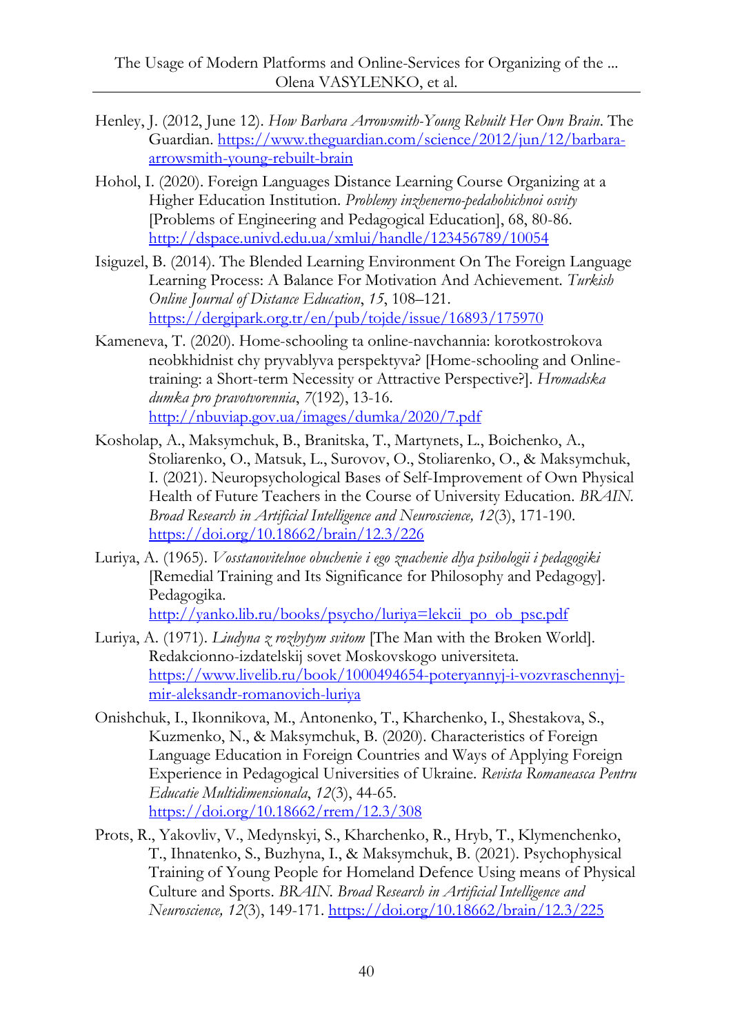Henley, J. (2012, June 12). *How Barbara Arrowsmith-Young Rebuilt Her Own Brain*. The Guardian. https://www.theguardian.com/science/2012/jun/12/barbara-arrowsmith-young-rebuilt-brain

Hohol, I. (2020). Foreign Languages Distance Learning Course Organizing at a Higher Education Institution. *Problemy inzhenerno-pedahohichnoi osvity* [Problems of Engineering and Pedagogical Education], 68, 80-86. http://dspace.univd.edu.ua/xmlui/handle/123456789/10054

Isiguzel, B. (2014). The Blended Learning Environment On The Foreign Language Learning Process: A Balance For Motivation And Achievement. *Turkish Online Journal of Distance Education*, *15*, 108–121. https://dergipark.org.tr/en/pub/tojde/issue/16893/175970

Kameneva, T. (2020). Home-schooling ta online-navchannia: korotkostrokova neobkhidnist chy pryvablyva perspektyva? [Home-schooling and Online-training: a Short-term Necessity or Attractive Perspective?]. *Hromadska dumka pro pravotvorennia*, *7*(192), 13-16. http://nbuviap.gov.ua/images/dumka/2020/7.pdf

Kosholap, A., Maksymchuk, B., Branitska, T., Martynets, L., Boichenko, A., Stoliarenko, O., Matsuk, L., Surovov, O., Stoliarenko, O., & Maksymchuk, I. (2021). Neuropsychological Bases of Self-Improvement of Own Physical Health of Future Teachers in the Course of University Education. *BRAIN. Broad Research in Artificial Intelligence and Neuroscience, 12*(3), 171-190. https://doi.org/10.18662/brain/12.3/226

Luriya, A. (1965). *Vosstanovitelnoe obuchenie i ego znachenie dlya psihologii i pedagogiki* [Remedial Training and Its Significance for Philosophy and Pedagogy]. Pedagogika. http://yanko.lib.ru/books/psycho/luriya=lekcii_po_ob_psc.pdf

Luriya, A. (1971). *Liudyna z rozbytym svitom* [The Man with the Broken World]. Redakcionno-izdatelskij sovet Moskovskogo universiteta. https://www.livelib.ru/book/1000494654-poteryannyj-i-vozvraschennyj-mir-aleksandr-romanovich-luriya

Onishchuk, I., Ikonnikova, M., Antonenko, T., Kharchenko, I., Shestakova, S., Kuzmenko, N., & Maksymchuk, B. (2020). Characteristics of Foreign Language Education in Foreign Countries and Ways of Applying Foreign Experience in Pedagogical Universities of Ukraine. *Revista Romaneasca Pentru Educatie Multidimensionala*, *12*(3), 44-65. https://doi.org/10.18662/rrem/12.3/308

Prots, R., Yakovliv, V., Medynskyi, S., Kharchenko, R., Hryb, T., Klymenchenko, T., Ihnatenko, S., Buzhyna, I., & Maksymchuk, B. (2021). Psychophysical Training of Young People for Homeland Defence Using means of Physical Culture and Sports. *BRAIN. Broad Research in Artificial Intelligence and Neuroscience, 12*(3), 149-171. https://doi.org/10.18662/brain/12.3/225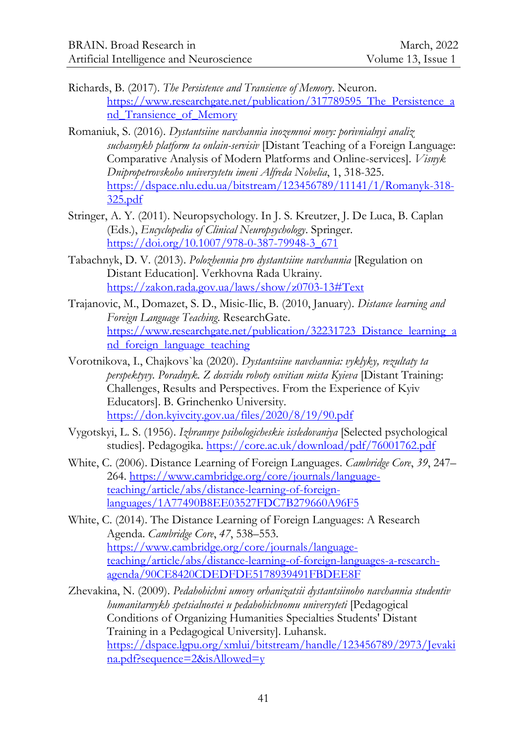Richards, B. (2017). *The Persistence and Transience of Memory*. Neuron. https://www.researchgate.net/publication/317789595_The_Persistence_and_Transience_of_Memory

Romaniuk, S. (2016). *Dystantsiine navchannia inozemnoi movy: porivnialnyi analiz suchasnykh platform ta onlain-servisiv* [Distant Teaching of a Foreign Language: Comparative Analysis of Modern Platforms and Online-services]. *Visnyk Dnipropetrovskoho universytetu imeni Alfreda Nobelia*, 1, 318-325. https://dspace.nlu.edu.ua/bitstream/123456789/11141/1/Romanyk-318-325.pdf

Stringer, A. Y. (2011). Neuropsychology. In J. S. Kreutzer, J. De Luca, B. Caplan (Eds.), *Encyclopedia of Clinical Neuropsychology*. Springer. https://doi.org/10.1007/978-0-387-79948-3_671

Tabachnyk, D. V. (2013). *Polozhennia pro dystantsiine navchannia* [Regulation on Distant Education]. Verkhovna Rada Ukrainy. https://zakon.rada.gov.ua/laws/show/z0703-13#Text

Trajanovic, M., Domazet, S. D., Misic-Ilic, B. (2010, January). *Distance learning and Foreign Language Teaching*. ResearchGate. https://www.researchgate.net/publication/32231723_Distance_learning_and_foreign_language_teaching

Vorotnikova, I., Chajkovs`ka (2020). *Dystantsiine navchannia: vyklyky, rezultaty ta perspektyvy. Poradnyk. Z dosvidu roboty osvitian mista Kyieva* [Distant Training: Challenges, Results and Perspectives. From the Experience of Kyiv Educators]. B. Grinchenko University. https://don.kyivcity.gov.ua/files/2020/8/19/90.pdf

Vygotskyi, L. S. (1956). *Izbrannye psihologicheskie issledovaniya* [Selected psychological studies]. Pedagogika. https://core.ac.uk/download/pdf/76001762.pdf

White, C. (2006). Distance Learning of Foreign Languages. *Cambridge Core*, *39*, 247–264. https://www.cambridge.org/core/journals/language-teaching/article/abs/distance-learning-of-foreign-languages/1A77490B8EE03527FDC7B279660A96F5

White, C. (2014). The Distance Learning of Foreign Languages: A Research Agenda. *Cambridge Core*, *47*, 538–553. https://www.cambridge.org/core/journals/language-teaching/article/abs/distance-learning-of-foreign-languages-a-research-agenda/90CE8420CDEDFDE5178939491FBDEE8F

Zhevakina, N. (2009). *Pedahohichni umovy orhanizatsii dystantsiinoho navchannia studentiv humanitarnykh spetsialnostei u pedahohichnomu universyteti* [Pedagogical Conditions of Organizing Humanities Specialties Students' Distant Training in a Pedagogical University]. Luhansk. https://dspace.lgpu.org/xmlui/bitstream/handle/123456789/2973/Jevakina.pdf?sequence=2&isAllowed=y